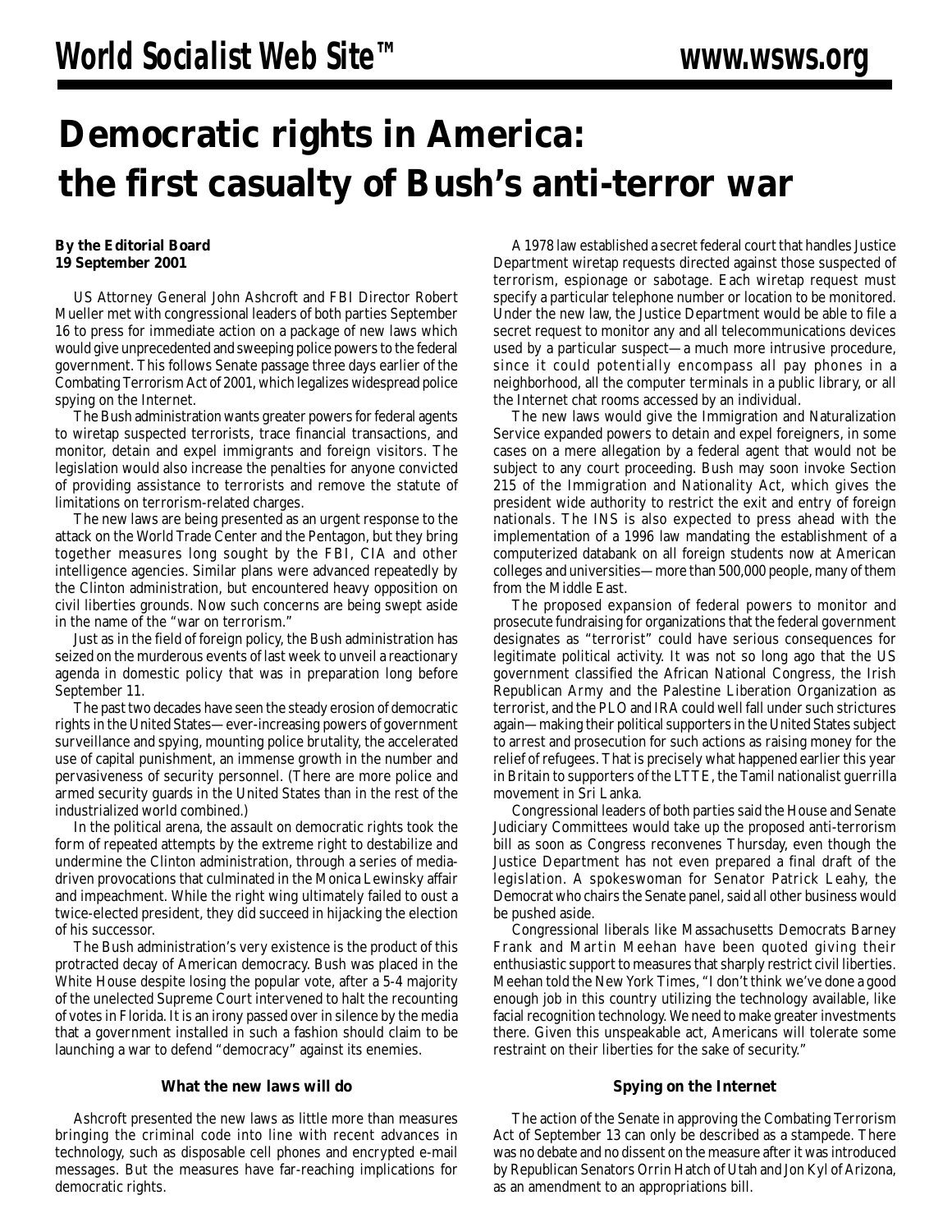# Democratic rights in America: the first casualty of Bush's anti-terror war

**By the Editorial Board**
**19 September 2001**

US Attorney General John Ashcroft and FBI Director Robert Mueller met with congressional leaders of both parties September 16 to press for immediate action on a package of new laws which would give unprecedented and sweeping police powers to the federal government. This follows Senate passage three days earlier of the Combating Terrorism Act of 2001, which legalizes widespread police spying on the Internet.

The Bush administration wants greater powers for federal agents to wiretap suspected terrorists, trace financial transactions, and monitor, detain and expel immigrants and foreign visitors. The legislation would also increase the penalties for anyone convicted of providing assistance to terrorists and remove the statute of limitations on terrorism-related charges.

The new laws are being presented as an urgent response to the attack on the World Trade Center and the Pentagon, but they bring together measures long sought by the FBI, CIA and other intelligence agencies. Similar plans were advanced repeatedly by the Clinton administration, but encountered heavy opposition on civil liberties grounds. Now such concerns are being swept aside in the name of the "war on terrorism."

Just as in the field of foreign policy, the Bush administration has seized on the murderous events of last week to unveil a reactionary agenda in domestic policy that was in preparation long before September 11.

The past two decades have seen the steady erosion of democratic rights in the United States—ever-increasing powers of government surveillance and spying, mounting police brutality, the accelerated use of capital punishment, an immense growth in the number and pervasiveness of security personnel. (There are more police and armed security guards in the United States than in the rest of the industrialized world combined.)

In the political arena, the assault on democratic rights took the form of repeated attempts by the extreme right to destabilize and undermine the Clinton administration, through a series of media-driven provocations that culminated in the Monica Lewinsky affair and impeachment. While the right wing ultimately failed to oust a twice-elected president, they did succeed in hijacking the election of his successor.

The Bush administration's very existence is the product of this protracted decay of American democracy. Bush was placed in the White House despite losing the popular vote, after a 5-4 majority of the unelected Supreme Court intervened to halt the recounting of votes in Florida. It is an irony passed over in silence by the media that a government installed in such a fashion should claim to be launching a war to defend "democracy" against its enemies.

### What the new laws will do

Ashcroft presented the new laws as little more than measures bringing the criminal code into line with recent advances in technology, such as disposable cell phones and encrypted e-mail messages. But the measures have far-reaching implications for democratic rights.

A 1978 law established a secret federal court that handles Justice Department wiretap requests directed against those suspected of terrorism, espionage or sabotage. Each wiretap request must specify a particular telephone number or location to be monitored. Under the new law, the Justice Department would be able to file a secret request to monitor any and all telecommunications devices used by a particular suspect—a much more intrusive procedure, since it could potentially encompass all pay phones in a neighborhood, all the computer terminals in a public library, or all the Internet chat rooms accessed by an individual.

The new laws would give the Immigration and Naturalization Service expanded powers to detain and expel foreigners, in some cases on a mere allegation by a federal agent that would not be subject to any court proceeding. Bush may soon invoke Section 215 of the Immigration and Nationality Act, which gives the president wide authority to restrict the exit and entry of foreign nationals. The INS is also expected to press ahead with the implementation of a 1996 law mandating the establishment of a computerized databank on all foreign students now at American colleges and universities—more than 500,000 people, many of them from the Middle East.

The proposed expansion of federal powers to monitor and prosecute fundraising for organizations that the federal government designates as "terrorist" could have serious consequences for legitimate political activity. It was not so long ago that the US government classified the African National Congress, the Irish Republican Army and the Palestine Liberation Organization as terrorist, and the PLO and IRA could well fall under such strictures again—making their political supporters in the United States subject to arrest and prosecution for such actions as raising money for the relief of refugees. That is precisely what happened earlier this year in Britain to supporters of the LTTE, the Tamil nationalist guerrilla movement in Sri Lanka.

Congressional leaders of both parties said the House and Senate Judiciary Committees would take up the proposed anti-terrorism bill as soon as Congress reconvenes Thursday, even though the Justice Department has not even prepared a final draft of the legislation. A spokeswoman for Senator Patrick Leahy, the Democrat who chairs the Senate panel, said all other business would be pushed aside.

Congressional liberals like Massachusetts Democrats Barney Frank and Martin Meehan have been quoted giving their enthusiastic support to measures that sharply restrict civil liberties. Meehan told the New York Times, "I don't think we've done a good enough job in this country utilizing the technology available, like facial recognition technology. We need to make greater investments there. Given this unspeakable act, Americans will tolerate some restraint on their liberties for the sake of security."

### Spying on the Internet

The action of the Senate in approving the Combating Terrorism Act of September 13 can only be described as a stampede. There was no debate and no dissent on the measure after it was introduced by Republican Senators Orrin Hatch of Utah and Jon Kyl of Arizona, as an amendment to an appropriations bill.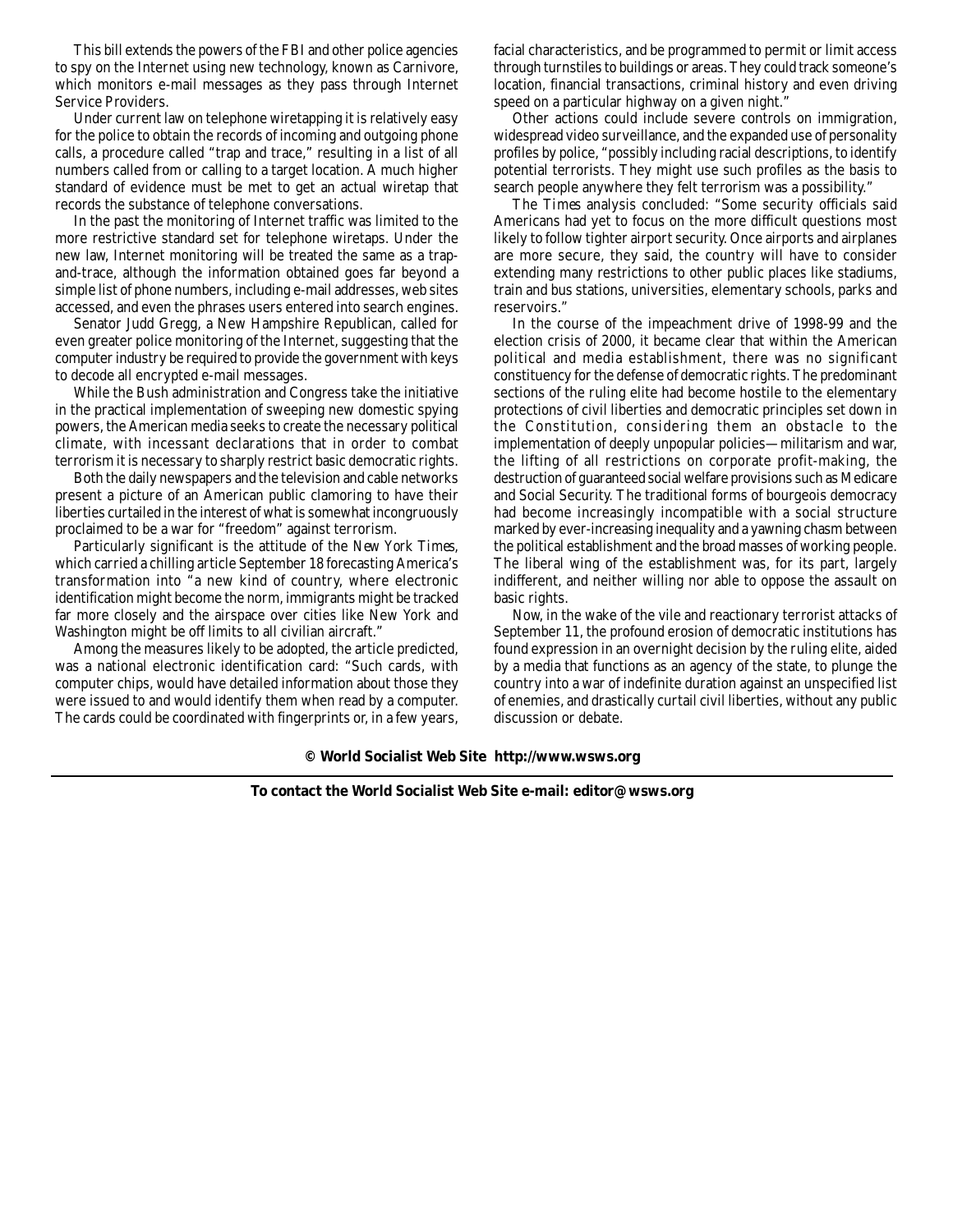This bill extends the powers of the FBI and other police agencies to spy on the Internet using new technology, known as Carnivore, which monitors e-mail messages as they pass through Internet Service Providers.

Under current law on telephone wiretapping it is relatively easy for the police to obtain the records of incoming and outgoing phone calls, a procedure called "trap and trace," resulting in a list of all numbers called from or calling to a target location. A much higher standard of evidence must be met to get an actual wiretap that records the substance of telephone conversations.

In the past the monitoring of Internet traffic was limited to the more restrictive standard set for telephone wiretaps. Under the new law, Internet monitoring will be treated the same as a trap-and-trace, although the information obtained goes far beyond a simple list of phone numbers, including e-mail addresses, web sites accessed, and even the phrases users entered into search engines.

Senator Judd Gregg, a New Hampshire Republican, called for even greater police monitoring of the Internet, suggesting that the computer industry be required to provide the government with keys to decode all encrypted e-mail messages.

While the Bush administration and Congress take the initiative in the practical implementation of sweeping new domestic spying powers, the American media seeks to create the necessary political climate, with incessant declarations that in order to combat terrorism it is necessary to sharply restrict basic democratic rights.

Both the daily newspapers and the television and cable networks present a picture of an American public clamoring to have their liberties curtailed in the interest of what is somewhat incongruously proclaimed to be a war for "freedom" against terrorism.

Particularly significant is the attitude of the *New York Times*, which carried a chilling article September 18 forecasting America's transformation into "a new kind of country, where electronic identification might become the norm, immigrants might be tracked far more closely and the airspace over cities like New York and Washington might be off limits to all civilian aircraft."

Among the measures likely to be adopted, the article predicted, was a national electronic identification card: "Such cards, with computer chips, would have detailed information about those they were issued to and would identify them when read by a computer. The cards could be coordinated with fingerprints or, in a few years, facial characteristics, and be programmed to permit or limit access through turnstiles to buildings or areas. They could track someone's location, financial transactions, criminal history and even driving speed on a particular highway on a given night."

Other actions could include severe controls on immigration, widespread video surveillance, and the expanded use of personality profiles by police, "possibly including racial descriptions, to identify potential terrorists. They might use such profiles as the basis to search people anywhere they felt terrorism was a possibility."

The *Times* analysis concluded: "Some security officials said Americans had yet to focus on the more difficult questions most likely to follow tighter airport security. Once airports and airplanes are more secure, they said, the country will have to consider extending many restrictions to other public places like stadiums, train and bus stations, universities, elementary schools, parks and reservoirs."

In the course of the impeachment drive of 1998-99 and the election crisis of 2000, it became clear that within the American political and media establishment, there was no significant constituency for the defense of democratic rights. The predominant sections of the ruling elite had become hostile to the elementary protections of civil liberties and democratic principles set down in the Constitution, considering them an obstacle to the implementation of deeply unpopular policies—militarism and war, the lifting of all restrictions on corporate profit-making, the destruction of guaranteed social welfare provisions such as Medicare and Social Security. The traditional forms of bourgeois democracy had become increasingly incompatible with a social structure marked by ever-increasing inequality and a yawning chasm between the political establishment and the broad masses of working people. The liberal wing of the establishment was, for its part, largely indifferent, and neither willing nor able to oppose the assault on basic rights.

Now, in the wake of the vile and reactionary terrorist attacks of September 11, the profound erosion of democratic institutions has found expression in an overnight decision by the ruling elite, aided by a media that functions as an agency of the state, to plunge the country into a war of indefinite duration against an unspecified list of enemies, and drastically curtail civil liberties, without any public discussion or debate.

**© World Socialist Web Site http://www.wsws.org**

**To contact the World Socialist Web Site e-mail: editor@wsws.org**